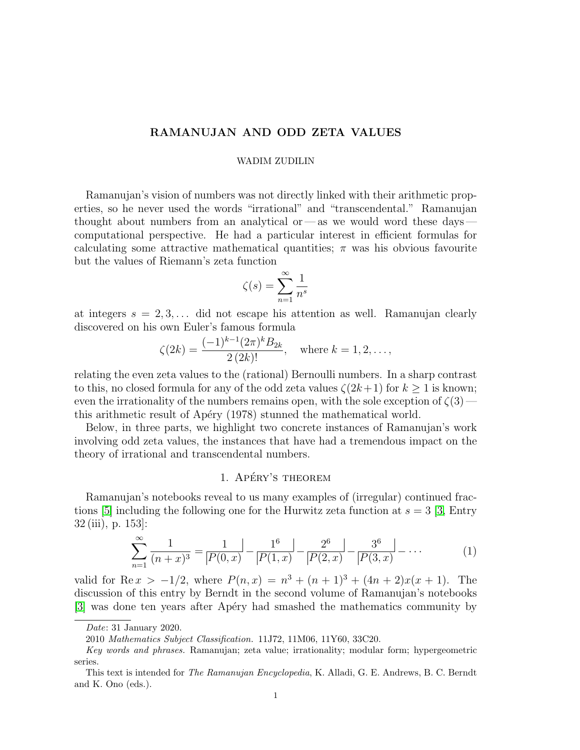# RAMANUJAN AND ODD ZETA VALUES

WADIM ZUDILIN

Ramanujan's vision of numbers was not directly linked with their arithmetic properties, so he never used the words "irrational" and "transcendental." Ramanujan thought about numbers from an analytical or — as we would word these days — computational perspective. He had a particular interest in efficient formulas for calculating some attractive mathematical quantities; $\pi$ was his obvious favourite but the values of Riemann's zeta function

$$\zeta(s) = \sum_{n=1}^{\infty} \frac{1}{n^s}$$

at integers $s = 2, 3, \dots$ did not escape his attention as well. Ramanujan clearly discovered on his own Euler's famous formula

$$\zeta(2k) = \frac{(-1)^{k-1}(2\pi)^k B_{2k}}{2\,(2k)!}, \quad \text{where } k = 1, 2, \dots,$$

relating the even zeta values to the (rational) Bernoulli numbers. In a sharp contrast to this, no closed formula for any of the odd zeta values $\zeta(2k+1)$ for $k \ge 1$ is known; even the irrationality of the numbers remains open, with the sole exception of $\zeta(3)$ — this arithmetic result of Apéry (1978) stunned the mathematical world.

Below, in three parts, we highlight two concrete instances of Ramanujan's work involving odd zeta values, the instances that have had a tremendous impact on the theory of irrational and transcendental numbers.

## 1. Apéry's theorem

Ramanujan's notebooks reveal to us many examples of (irregular) continued fractions [5] including the following one for the Hurwitz zeta function at $s = 3$ [3, Entry 32 (iii), p. 153]:

$$\sum_{n=1}^{\infty} \frac{1}{(n+x)^3} = \frac{1|}{|P(0,x)} - \frac{1^6|}{|P(1,x)} - \frac{2^6|}{|P(2,x)} - \frac{3^6|}{|P(3,x)} - \cdots \tag{1}$$

valid for $\operatorname{Re} x > -1/2$, where $P(n,x) = n^3 + (n+1)^3 + (4n+2)x(x+1)$. The discussion of this entry by Berndt in the second volume of Ramanujan's notebooks [3] was done ten years after Apéry had smashed the mathematics community by

---

*Date*: 31 January 2020.

2010 *Mathematics Subject Classification.* 11J72, 11M06, 11Y60, 33C20.

*Key words and phrases.* Ramanujan; zeta value; irrationality; modular form; hypergeometric series.

This text is intended for *The Ramanujan Encyclopedia*, K. Alladi, G. E. Andrews, B. C. Berndt and K. Ono (eds.).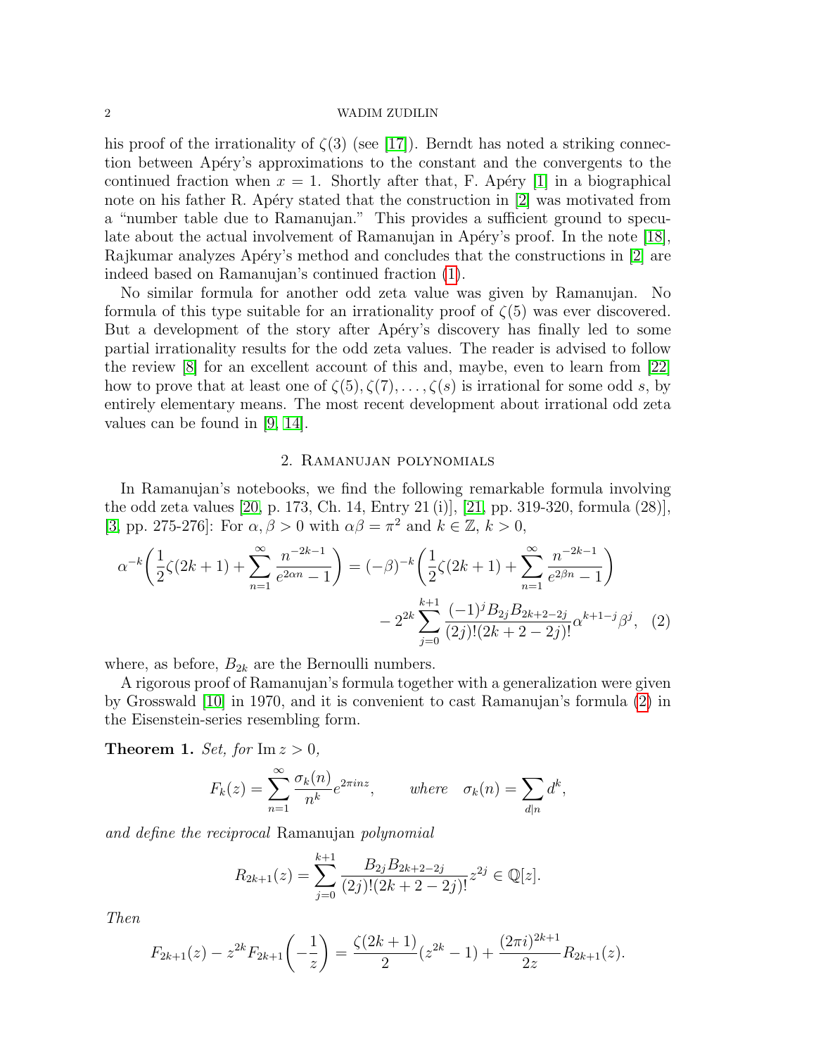his proof of the irrationality of $\zeta(3)$ (see [17]). Berndt has noted a striking connection between Apéry's approximations to the constant and the convergents to the continued fraction when $x = 1$. Shortly after that, F. Apéry [1] in a biographical note on his father R. Apéry stated that the construction in [2] was motivated from a "number table due to Ramanujan." This provides a sufficient ground to speculate about the actual involvement of Ramanujan in Apéry's proof. In the note [18], Rajkumar analyzes Apéry's method and concludes that the constructions in [2] are indeed based on Ramanujan's continued fraction (1).

No similar formula for another odd zeta value was given by Ramanujan. No formula of this type suitable for an irrationality proof of $\zeta(5)$ was ever discovered. But a development of the story after Apéry's discovery has finally led to some partial irrationality results for the odd zeta values. The reader is advised to follow the review [8] for an excellent account of this and, maybe, even to learn from [22] how to prove that at least one of $\zeta(5), \zeta(7), \dots, \zeta(s)$ is irrational for some odd $s$, by entirely elementary means. The most recent development about irrational odd zeta values can be found in [9, 14].

## 2. Ramanujan polynomials

In Ramanujan's notebooks, we find the following remarkable formula involving the odd zeta values [20, p. 173, Ch. 14, Entry 21 (i)], [21, pp. 319-320, formula (28)], [3, pp. 275-276]: For $\alpha, \beta > 0$ with $\alpha\beta = \pi^2$ and $k \in \mathbb{Z}$, $k > 0$,

$$\alpha^{-k}\left(\frac{1}{2}\zeta(2k+1) + \sum_{n=1}^{\infty} \frac{n^{-2k-1}}{e^{2\alpha n} - 1}\right) = (-\beta)^{-k}\left(\frac{1}{2}\zeta(2k+1) + \sum_{n=1}^{\infty} \frac{n^{-2k-1}}{e^{2\beta n} - 1}\right) - 2^{2k} \sum_{j=0}^{k+1} \frac{(-1)^j B_{2j} B_{2k+2-2j}}{(2j)!(2k+2-2j)!} \alpha^{k+1-j} \beta^j, \quad (2)$$

where, as before, $B_{2k}$ are the Bernoulli numbers.

A rigorous proof of Ramanujan's formula together with a generalization were given by Grosswald [10] in 1970, and it is convenient to cast Ramanujan's formula (2) in the Eisenstein-series resembling form.

**Theorem 1.** *Set, for* $\operatorname{Im} z > 0$,

$$F_k(z) = \sum_{n=1}^{\infty} \frac{\sigma_k(n)}{n^k} e^{2\pi i n z}, \qquad \text{where} \quad \sigma_k(n) = \sum_{d \mid n} d^k,$$

*and define the reciprocal* Ramanujan *polynomial*

$$R_{2k+1}(z) = \sum_{j=0}^{k+1} \frac{B_{2j} B_{2k+2-2j}}{(2j)!(2k+2-2j)!} z^{2j} \in \mathbb{Q}[z].$$

*Then*

$$F_{2k+1}(z) - z^{2k} F_{2k+1}\left(-\frac{1}{z}\right) = \frac{\zeta(2k+1)}{2}(z^{2k} - 1) + \frac{(2\pi i)^{2k+1}}{2z} R_{2k+1}(z).$$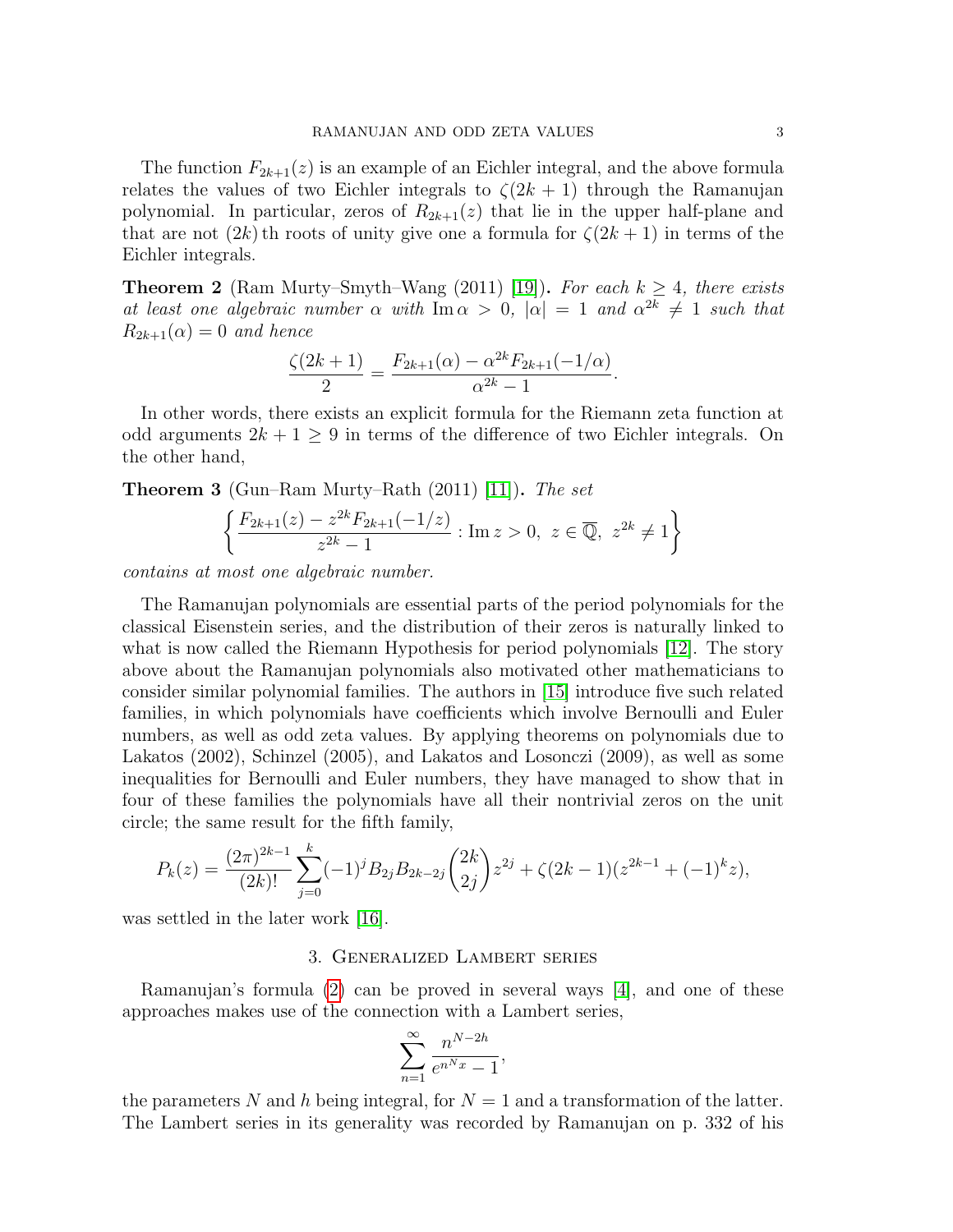The function $F_{2k+1}(z)$ is an example of an Eichler integral, and the above formula relates the values of two Eichler integrals to $\zeta(2k+1)$ through the Ramanujan polynomial. In particular, zeros of $R_{2k+1}(z)$ that lie in the upper half-plane and that are not $(2k)$th roots of unity give one a formula for $\zeta(2k+1)$ in terms of the Eichler integrals.

**Theorem 2** (Ram Murty–Smyth–Wang (2011) [19])**.** *For each $k \geq 4$, there exists at least one algebraic number $\alpha$ with $\operatorname{Im}\alpha > 0$, $|\alpha| = 1$ and $\alpha^{2k} \neq 1$ such that $R_{2k+1}(\alpha) = 0$ and hence*

$$\frac{\zeta(2k+1)}{2} = \frac{F_{2k+1}(\alpha) - \alpha^{2k} F_{2k+1}(-1/\alpha)}{\alpha^{2k} - 1}.$$

In other words, there exists an explicit formula for the Riemann zeta function at odd arguments $2k+1 \geq 9$ in terms of the difference of two Eichler integrals. On the other hand,

**Theorem 3** (Gun–Ram Murty–Rath (2011) [11])**.** *The set*

$$\left\{ \frac{F_{2k+1}(z) - z^{2k} F_{2k+1}(-1/z)}{z^{2k} - 1} : \operatorname{Im} z > 0,\ z \in \overline{\mathbb{Q}},\ z^{2k} \neq 1 \right\}$$

*contains at most one algebraic number.*

The Ramanujan polynomials are essential parts of the period polynomials for the classical Eisenstein series, and the distribution of their zeros is naturally linked to what is now called the Riemann Hypothesis for period polynomials [12]. The story above about the Ramanujan polynomials also motivated other mathematicians to consider similar polynomial families. The authors in [15] introduce five such related families, in which polynomials have coefficients which involve Bernoulli and Euler numbers, as well as odd zeta values. By applying theorems on polynomials due to Lakatos (2002), Schinzel (2005), and Lakatos and Losonczi (2009), as well as some inequalities for Bernoulli and Euler numbers, they have managed to show that in four of these families the polynomials have all their nontrivial zeros on the unit circle; the same result for the fifth family,

$$P_k(z) = \frac{(2\pi)^{2k-1}}{(2k)!} \sum_{j=0}^{k} (-1)^j B_{2j} B_{2k-2j} \binom{2k}{2j} z^{2j} + \zeta(2k-1)(z^{2k-1} + (-1)^k z),$$

was settled in the later work [16].

## 3. Generalized Lambert series

Ramanujan's formula (2) can be proved in several ways [4], and one of these approaches makes use of the connection with a Lambert series,

$$\sum_{n=1}^{\infty} \frac{n^{N-2h}}{e^{n^N x} - 1},$$

the parameters $N$ and $h$ being integral, for $N = 1$ and a transformation of the latter. The Lambert series in its generality was recorded by Ramanujan on p. 332 of his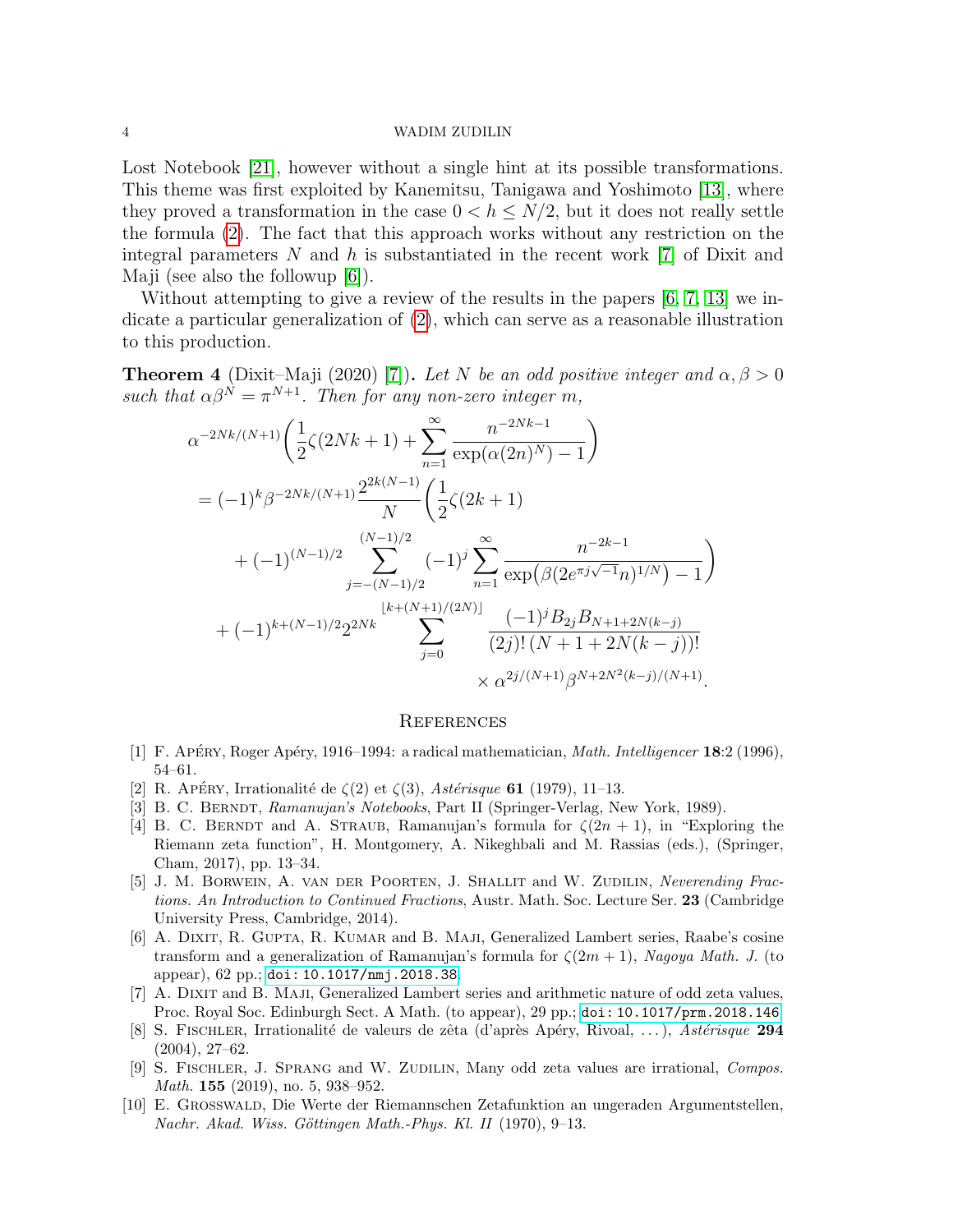Lost Notebook [21], however without a single hint at its possible transformations. This theme was first exploited by Kanemitsu, Tanigawa and Yoshimoto [13], where they proved a transformation in the case $0 < h \le N/2$, but it does not really settle the formula (2). The fact that this approach works without any restriction on the integral parameters $N$ and $h$ is substantiated in the recent work [7] of Dixit and Maji (see also the followup [6]).

Without attempting to give a review of the results in the papers [6, 7, 13] we indicate a particular generalization of (2), which can serve as a reasonable illustration to this production.

**Theorem 4** (Dixit–Maji (2020) [7]). *Let $N$ be an odd positive integer and $\alpha, \beta > 0$ such that $\alpha\beta^N = \pi^{N+1}$. Then for any non-zero integer $m$,*

$$
\begin{aligned}
&\alpha^{-2Nk/(N+1)}\biggl(\frac{1}{2}\zeta(2Nk+1) + \sum_{n=1}^{\infty}\frac{n^{-2Nk-1}}{\exp(\alpha(2n)^N)-1}\biggr)\\
&= (-1)^k\beta^{-2Nk/(N+1)}\frac{2^{2k(N-1)}}{N}\biggl(\frac{1}{2}\zeta(2k+1)\\
&\quad + (-1)^{(N-1)/2}\sum_{j=-(N-1)/2}^{(N-1)/2}(-1)^j\sum_{n=1}^{\infty}\frac{n^{-2k-1}}{\exp\bigl(\beta(2e^{\pi j\sqrt{-1}}n)^{1/N}\bigr)-1}\biggr)\\
&\quad + (-1)^{k+(N-1)/2}2^{2Nk}\sum_{j=0}^{\lfloor k+(N+1)/(2N)\rfloor}\frac{(-1)^jB_{2j}B_{N+1+2N(k-j)}}{(2j)!\,(N+1+2N(k-j))!}\\
&\qquad\qquad\qquad\qquad\qquad\qquad \times \alpha^{2j/(N+1)}\beta^{N+2N^2(k-j)/(N+1)}.
\end{aligned}
$$

## References

[1] F. Apéry, Roger Apéry, 1916–1994: a radical mathematician, *Math. Intelligencer* **18**:2 (1996), 54–61.

[2] R. Apéry, Irrationalité de $\zeta(2)$ et $\zeta(3)$, *Astérisque* **61** (1979), 11–13.

[3] B. C. Berndt, *Ramanujan's Notebooks*, Part II (Springer-Verlag, New York, 1989).

[4] B. C. Berndt and A. Straub, Ramanujan's formula for $\zeta(2n+1)$, in "Exploring the Riemann zeta function", H. Montgomery, A. Nikeghbali and M. Rassias (eds.), (Springer, Cham, 2017), pp. 13–34.

[5] J. M. Borwein, A. van der Poorten, J. Shallit and W. Zudilin, *Neverending Fractions. An Introduction to Continued Fractions*, Austr. Math. Soc. Lecture Ser. **23** (Cambridge University Press, Cambridge, 2014).

[6] A. Dixit, R. Gupta, R. Kumar and B. Maji, Generalized Lambert series, Raabe's cosine transform and a generalization of Ramanujan's formula for $\zeta(2m+1)$, *Nagoya Math. J.* (to appear), 62 pp.; doi: 10.1017/nmj.2018.38.

[7] A. Dixit and B. Maji, Generalized Lambert series and arithmetic nature of odd zeta values, Proc. Royal Soc. Edinburgh Sect. A Math. (to appear), 29 pp.; doi: 10.1017/prm.2018.146.

[8] S. Fischler, Irrationalité de valeurs de zêta (d'après Apéry, Rivoal, ...), *Astérisque* **294** (2004), 27–62.

[9] S. Fischler, J. Sprang and W. Zudilin, Many odd zeta values are irrational, *Compos. Math.* **155** (2019), no. 5, 938–952.

[10] E. Grosswald, Die Werte der Riemannschen Zetafunktion an ungeraden Argumentstellen, *Nachr. Akad. Wiss. Göttingen Math.-Phys. Kl. II* (1970), 9–13.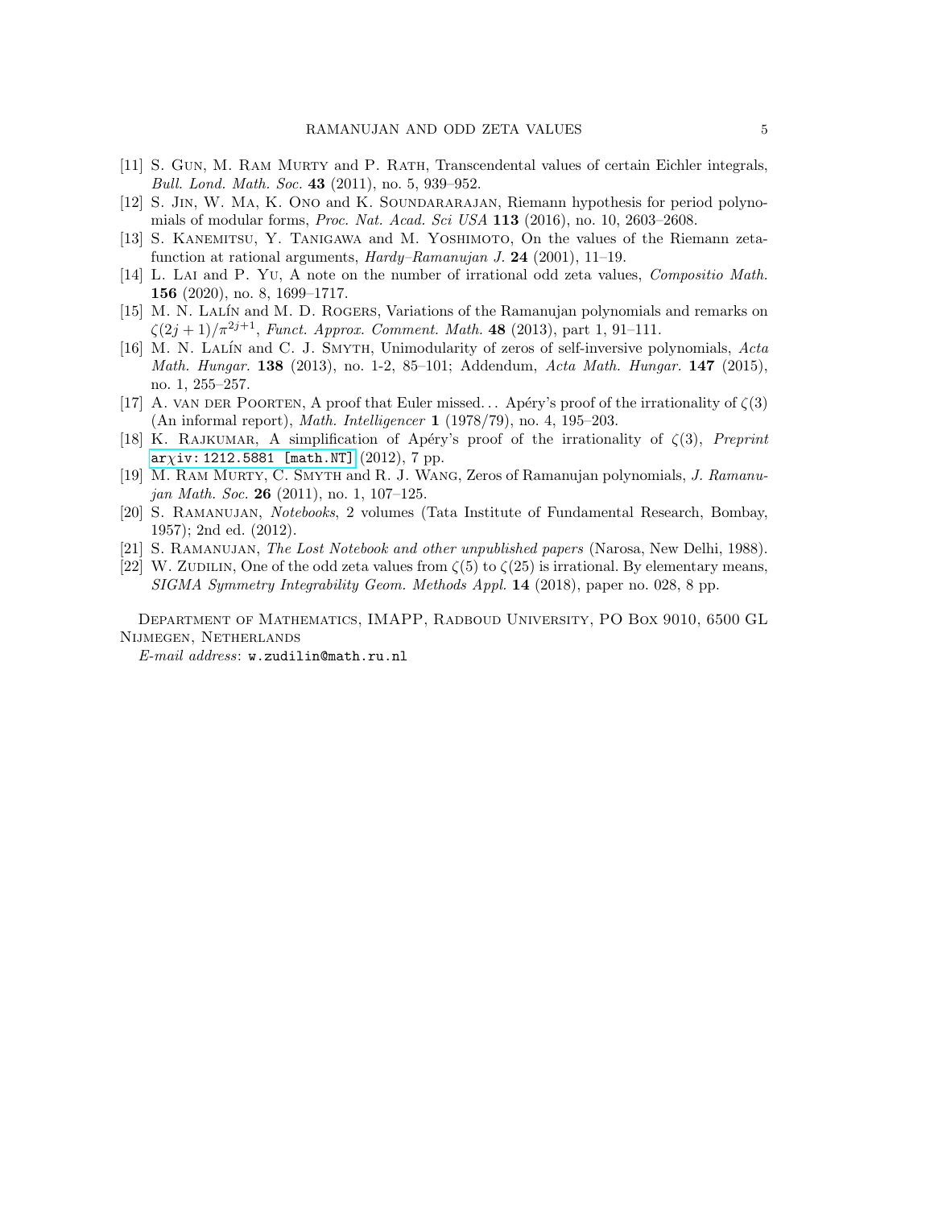[11] S. Gun, M. Ram Murty and P. Rath, Transcendental values of certain Eichler integrals, *Bull. Lond. Math. Soc.* **43** (2011), no. 5, 939–952.

[12] S. Jin, W. Ma, K. Ono and K. Soundararajan, Riemann hypothesis for period polynomials of modular forms, *Proc. Nat. Acad. Sci USA* **113** (2016), no. 10, 2603–2608.

[13] S. Kanemitsu, Y. Tanigawa and M. Yoshimoto, On the values of the Riemann zeta-function at rational arguments, *Hardy–Ramanujan J.* **24** (2001), 11–19.

[14] L. Lai and P. Yu, A note on the number of irrational odd zeta values, *Compositio Math.* **156** (2020), no. 8, 1699–1717.

[15] M. N. Lalín and M. D. Rogers, Variations of the Ramanujan polynomials and remarks on $\zeta(2j+1)/\pi^{2j+1}$, *Funct. Approx. Comment. Math.* **48** (2013), part 1, 91–111.

[16] M. N. Lalín and C. J. Smyth, Unimodularity of zeros of self-inversive polynomials, *Acta Math. Hungar.* **138** (2013), no. 1-2, 85–101; Addendum, *Acta Math. Hungar.* **147** (2015), no. 1, 255–257.

[17] A. van der Poorten, A proof that Euler missed... Apéry's proof of the irrationality of $\zeta(3)$ (An informal report), *Math. Intelligencer* **1** (1978/79), no. 4, 195–203.

[18] K. Rajkumar, A simplification of Apéry's proof of the irrationality of $\zeta(3)$, *Preprint* `arχiv: 1212.5881 [math.NT]` (2012), 7 pp.

[19] M. Ram Murty, C. Smyth and R. J. Wang, Zeros of Ramanujan polynomials, *J. Ramanujan Math. Soc.* **26** (2011), no. 1, 107–125.

[20] S. Ramanujan, *Notebooks*, 2 volumes (Tata Institute of Fundamental Research, Bombay, 1957); 2nd ed. (2012).

[21] S. Ramanujan, *The Lost Notebook and other unpublished papers* (Narosa, New Delhi, 1988).

[22] W. Zudilin, One of the odd zeta values from $\zeta(5)$ to $\zeta(25)$ is irrational. By elementary means, *SIGMA Symmetry Integrability Geom. Methods Appl.* **14** (2018), paper no. 028, 8 pp.

Department of Mathematics, IMAPP, Radboud University, PO Box 9010, 6500 GL Nijmegen, Netherlands

*E-mail address*: `w.zudilin@math.ru.nl`